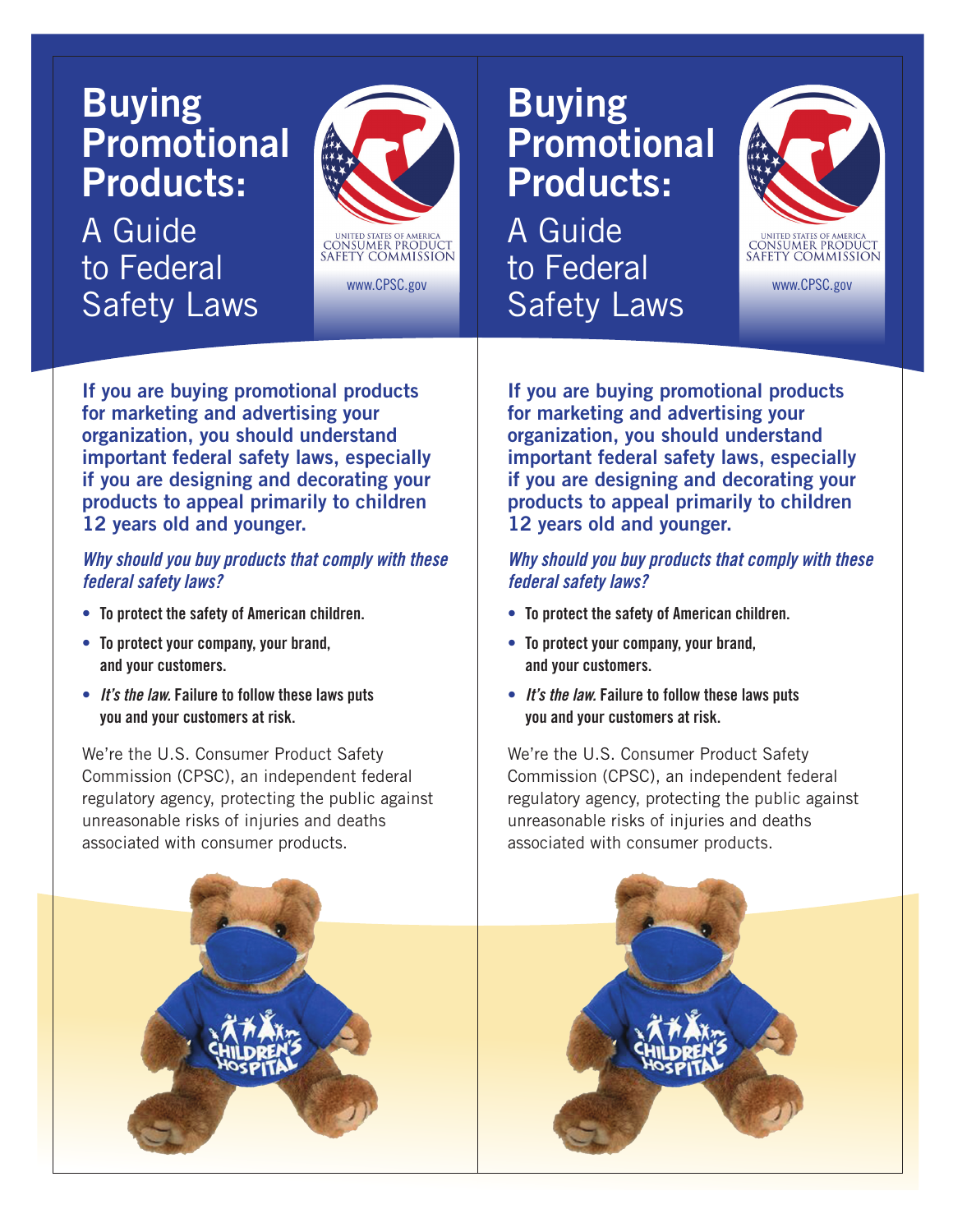# Buying Promotional Products:

## A Guide to Federal Safety Laws

UNITED STATES OF AMERICA
CONSUMER PRODUCT SAFETY COMMISSION

www.CPSC.gov

**If you are buying promotional products for marketing and advertising your organization, you should understand important federal safety laws, especially if you are designing and decorating your products to appeal primarily to children 12 years old and younger.**

***Why should you buy products that comply with these federal safety laws?***

- **To protect the safety of American children.**
- **To protect your company, your brand, and your customers.**
- ***It's the law.* Failure to follow these laws puts you and your customers at risk.**

We're the U.S. Consumer Product Safety Commission (CPSC), an independent federal regulatory agency, protecting the public against unreasonable risks of injuries and deaths associated with consumer products.

# Buying Promotional Products:

## A Guide to Federal Safety Laws

UNITED STATES OF AMERICA
CONSUMER PRODUCT SAFETY COMMISSION

www.CPSC.gov

**If you are buying promotional products for marketing and advertising your organization, you should understand important federal safety laws, especially if you are designing and decorating your products to appeal primarily to children 12 years old and younger.**

***Why should you buy products that comply with these federal safety laws?***

- **To protect the safety of American children.**
- **To protect your company, your brand, and your customers.**
- ***It's the law.* Failure to follow these laws puts you and your customers at risk.**

We're the U.S. Consumer Product Safety Commission (CPSC), an independent federal regulatory agency, protecting the public against unreasonable risks of injuries and deaths associated with consumer products.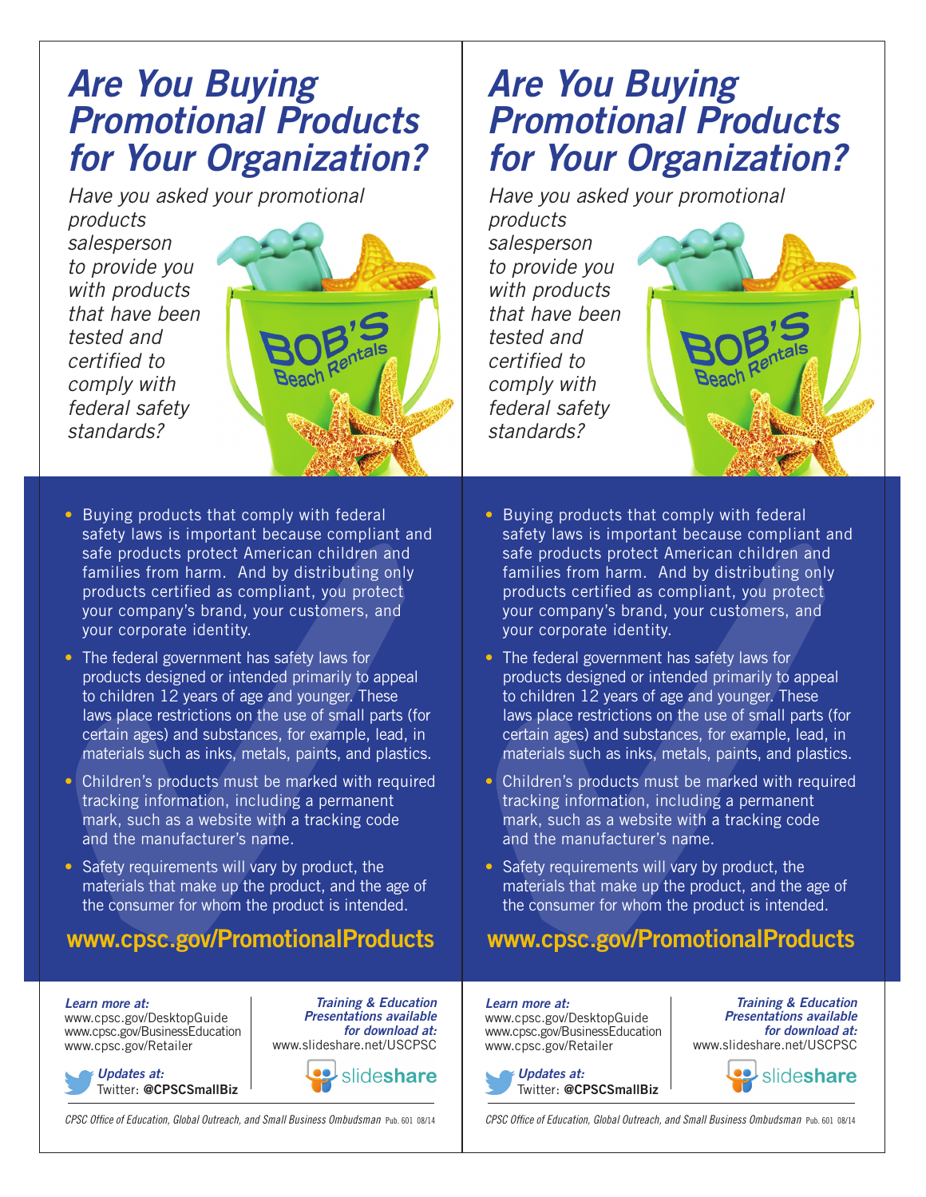# *Are You Buying Promotional Products for Your Organization?*

*Have you asked your promotional products salesperson to provide you with products that have been tested and certified to comply with federal safety standards?*

- Buying products that comply with federal safety laws is important because compliant and safe products protect American children and families from harm. And by distributing only products certified as compliant, you protect your company's brand, your customers, and your corporate identity.
- The federal government has safety laws for products designed or intended primarily to appeal to children 12 years of age and younger. These laws place restrictions on the use of small parts (for certain ages) and substances, for example, lead, in materials such as inks, metals, paints, and plastics.
- Children's products must be marked with required tracking information, including a permanent mark, such as a website with a tracking code and the manufacturer's name.
- Safety requirements will vary by product, the materials that make up the product, and the age of the consumer for whom the product is intended.

## www.cpsc.gov/PromotionalProducts

***Learn more at:***
www.cpsc.gov/DesktopGuide
www.cpsc.gov/BusinessEducation
www.cpsc.gov/Retailer

***Updates at:***
Twitter: **@CPSCSmallBiz**

***Training & Education Presentations available for download at:***
www.slideshare.net/USCPSC

slideshare

*CPSC Office of Education, Global Outreach, and Small Business Ombudsman* Pub. 601 08/14

# *Are You Buying Promotional Products for Your Organization?*

*Have you asked your promotional products salesperson to provide you with products that have been tested and certified to comply with federal safety standards?*

- Buying products that comply with federal safety laws is important because compliant and safe products protect American children and families from harm. And by distributing only products certified as compliant, you protect your company's brand, your customers, and your corporate identity.
- The federal government has safety laws for products designed or intended primarily to appeal to children 12 years of age and younger. These laws place restrictions on the use of small parts (for certain ages) and substances, for example, lead, in materials such as inks, metals, paints, and plastics.
- Children's products must be marked with required tracking information, including a permanent mark, such as a website with a tracking code and the manufacturer's name.
- Safety requirements will vary by product, the materials that make up the product, and the age of the consumer for whom the product is intended.

## www.cpsc.gov/PromotionalProducts

***Learn more at:***
www.cpsc.gov/DesktopGuide
www.cpsc.gov/BusinessEducation
www.cpsc.gov/Retailer

***Updates at:***
Twitter: **@CPSCSmallBiz**

***Training & Education Presentations available for download at:***
www.slideshare.net/USCPSC

slideshare

*CPSC Office of Education, Global Outreach, and Small Business Ombudsman* Pub. 601 08/14